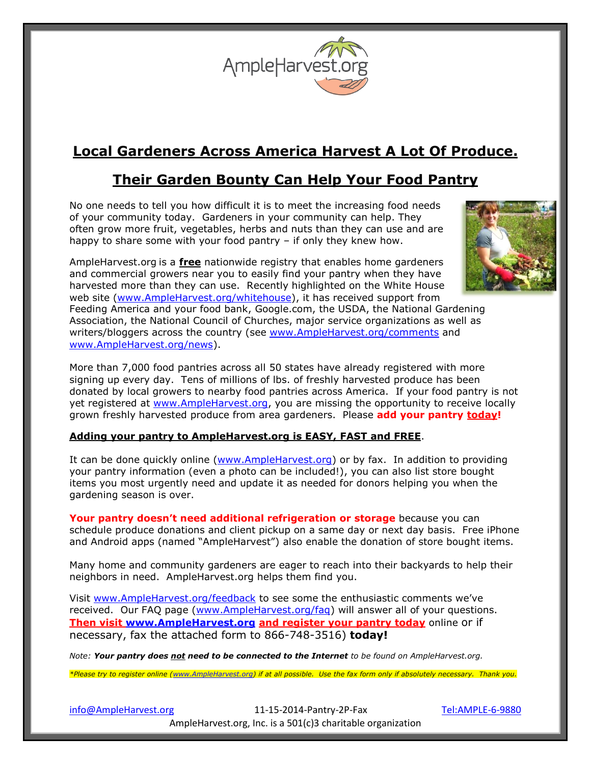AmpleHarvest.org

# Local Gardeners Across America Harvest A Lot Of Produce.

## Their Garden Bounty Can Help Your Food Pantry

No one needs to tell you how difficult it is to meet the increasing food needs of your community today. Gardeners in your community can help. They often grow more fruit, vegetables, herbs and nuts than they can use and are happy to share some with your food pantry – if only they knew how.

AmpleHarvest.org is a **free** nationwide registry that enables home gardeners and commercial growers near you to easily find your pantry when they have harvested more than they can use. Recently highlighted on the White House web site (www.AmpleHarvest.org/whitehouse), it has received support from Feeding America and your food bank, Google.com, the USDA, the National Gardening Association, the National Council of Churches, major service organizations as well as writers/bloggers across the country (see www.AmpleHarvest.org/comments and www.AmpleHarvest.org/news).

More than 7,000 food pantries across all 50 states have already registered with more signing up every day. Tens of millions of lbs. of freshly harvested produce has been donated by local growers to nearby food pantries across America. If your food pantry is not yet registered at www.AmpleHarvest.org, you are missing the opportunity to receive locally grown freshly harvested produce from area gardeners. Please **add your pantry today!**

**Adding your pantry to AmpleHarvest.org is EASY, FAST and FREE**.

It can be done quickly online (www.AmpleHarvest.org) or by fax. In addition to providing your pantry information (even a photo can be included!), you can also list store bought items you most urgently need and update it as needed for donors helping you when the gardening season is over.

**Your pantry doesn't need additional refrigeration or storage** because you can schedule produce donations and client pickup on a same day or next day basis. Free iPhone and Android apps (named "AmpleHarvest") also enable the donation of store bought items.

Many home and community gardeners are eager to reach into their backyards to help their neighbors in need. AmpleHarvest.org helps them find you.

Visit www.AmpleHarvest.org/feedback to see some the enthusiastic comments we've received. Our FAQ page (www.AmpleHarvest.org/faq) will answer all of your questions. **Then visit www.AmpleHarvest.org and register your pantry today** online or if necessary, fax the attached form to 866-748-3516) **today!**

*Note: **Your pantry does not need to be connected to the Internet** to be found on AmpleHarvest.org.*

*\*Please try to register online (www.AmpleHarvest.org) if at all possible. Use the fax form only if absolutely necessary. Thank you.*

info@AmpleHarvest.org 11-15-2014-Pantry-2P-Fax Tel:AMPLE-6-9880

AmpleHarvest.org, Inc. is a 501(c)3 charitable organization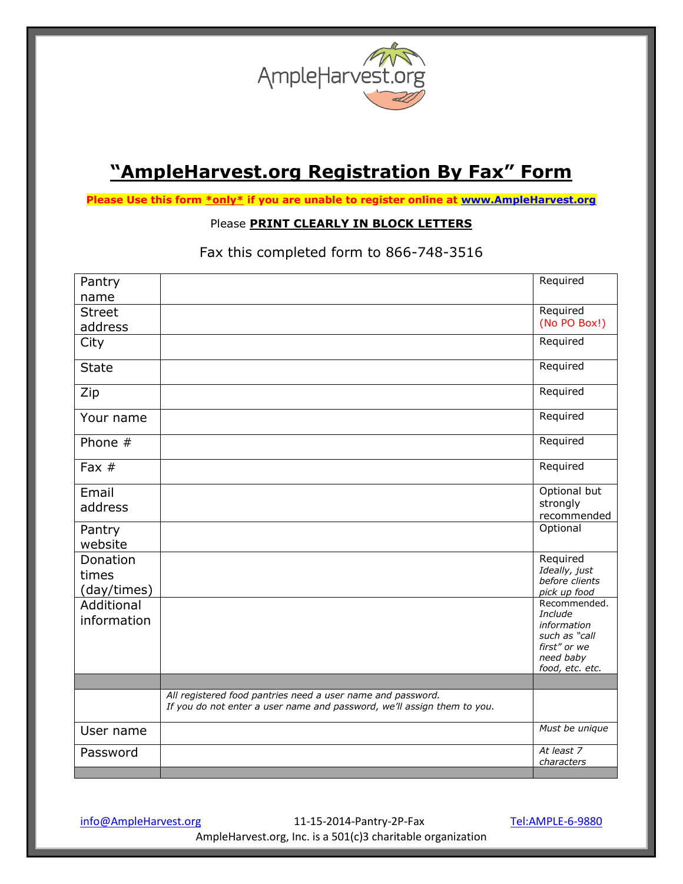# "AmpleHarvest.org Registration By Fax" Form

**Please Use this form *only* if you are unable to register online at www.AmpleHarvest.org**

Please **PRINT CLEARLY IN BLOCK LETTERS**

Fax this completed form to 866-748-3516

| | | |
|---|---|---|
| Pantry name | | Required |
| Street address | | Required (No PO Box!) |
| City | | Required |
| State | | Required |
| Zip | | Required |
| Your name | | Required |
| Phone # | | Required |
| Fax # | | Required |
| Email address | | Optional but strongly recommended |
| Pantry website | | Optional |
| Donation times (day/times) | | Required *Ideally, just before clients pick up food* |
| Additional information | | Recommended. *Include information such as "call first" or we need baby food, etc. etc.* |
| | | |
| | *All registered food pantries need a user name and password. If you do not enter a user name and password, we'll assign them to you.* | |
| User name | | *Must be unique* |
| Password | | *At least 7 characters* |
| | | |

info@AmpleHarvest.org 11-15-2014-Pantry-2P-Fax Tel:AMPLE-6-9880

AmpleHarvest.org, Inc. is a 501(c)3 charitable organization